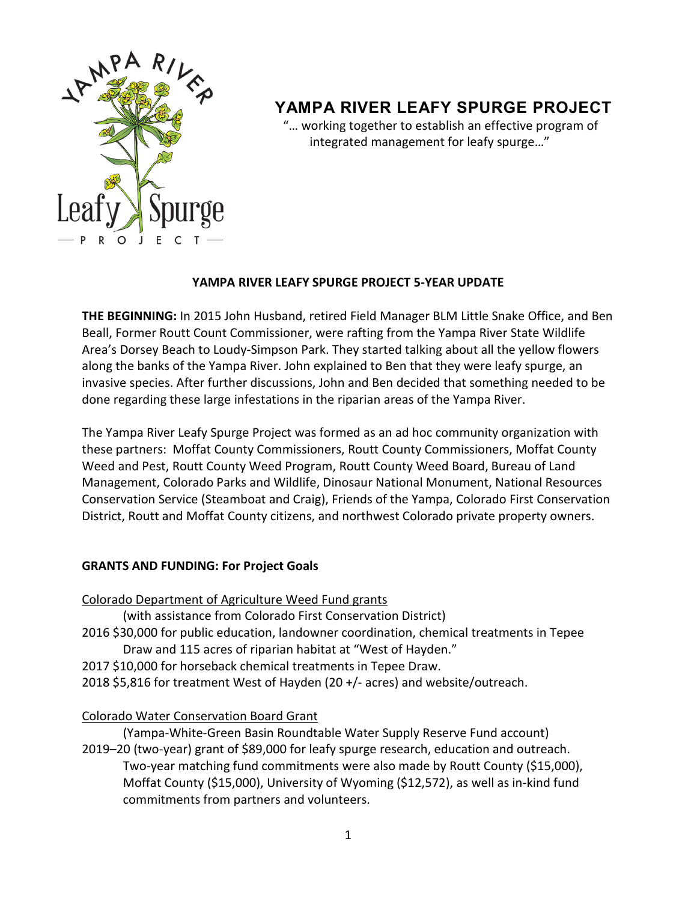# YAMPA RIVER LEAFY SPURGE PROJECT

"… working together to establish an effective program of integrated management for leafy spurge…"

## YAMPA RIVER LEAFY SPURGE PROJECT 5-YEAR UPDATE

**THE BEGINNING:** In 2015 John Husband, retired Field Manager BLM Little Snake Office, and Ben Beall, Former Routt Count Commissioner, were rafting from the Yampa River State Wildlife Area's Dorsey Beach to Loudy-Simpson Park. They started talking about all the yellow flowers along the banks of the Yampa River. John explained to Ben that they were leafy spurge, an invasive species. After further discussions, John and Ben decided that something needed to be done regarding these large infestations in the riparian areas of the Yampa River.

The Yampa River Leafy Spurge Project was formed as an ad hoc community organization with these partners: Moffat County Commissioners, Routt County Commissioners, Moffat County Weed and Pest, Routt County Weed Program, Routt County Weed Board, Bureau of Land Management, Colorado Parks and Wildlife, Dinosaur National Monument, National Resources Conservation Service (Steamboat and Craig), Friends of the Yampa, Colorado First Conservation District, Routt and Moffat County citizens, and northwest Colorado private property owners.

**GRANTS AND FUNDING: For Project Goals**

Colorado Department of Agriculture Weed Fund grants

(with assistance from Colorado First Conservation District)

2016 $30,000 for public education, landowner coordination, chemical treatments in Tepee Draw and 115 acres of riparian habitat at "West of Hayden."

2017 $10,000 for horseback chemical treatments in Tepee Draw.

2018 $5,816 for treatment West of Hayden (20 +/- acres) and website/outreach.

Colorado Water Conservation Board Grant

(Yampa-White-Green Basin Roundtable Water Supply Reserve Fund account)

2019–20 (two-year) grant of $89,000 for leafy spurge research, education and outreach. Two-year matching fund commitments were also made by Routt County ($15,000), Moffat County ($15,000), University of Wyoming ($12,572), as well as in-kind fund commitments from partners and volunteers.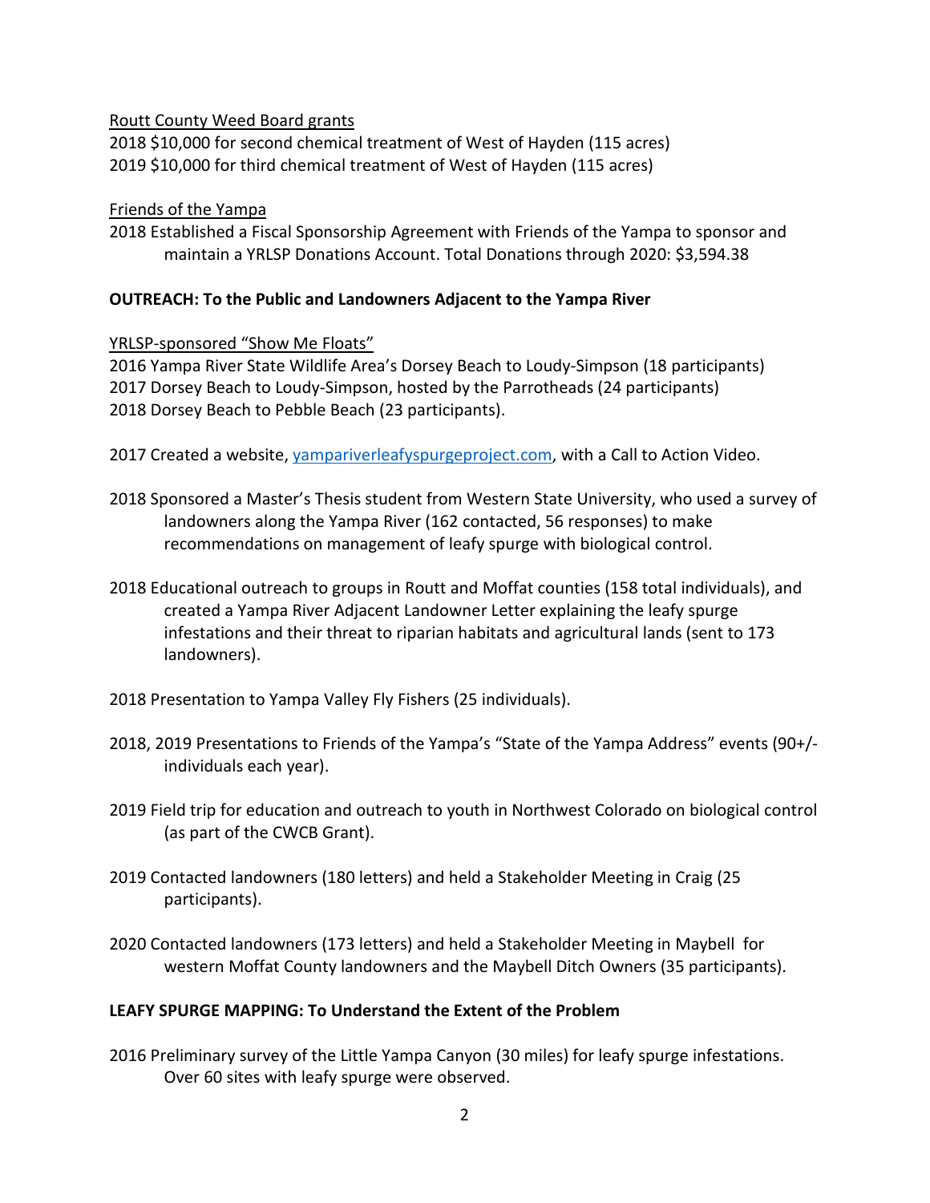<u>Routt County Weed Board grants</u>

2018 $10,000 for second chemical treatment of West of Hayden (115 acres)
2019 $10,000 for third chemical treatment of West of Hayden (115 acres)

<u>Friends of the Yampa</u>

2018 Established a Fiscal Sponsorship Agreement with Friends of the Yampa to sponsor and maintain a YRLSP Donations Account. Total Donations through 2020: $3,594.38

**OUTREACH: To the Public and Landowners Adjacent to the Yampa River**

<u>YRLSP-sponsored "Show Me Floats"</u>

2016 Yampa River State Wildlife Area's Dorsey Beach to Loudy-Simpson (18 participants)
2017 Dorsey Beach to Loudy-Simpson, hosted by the Parrotheads (24 participants)
2018 Dorsey Beach to Pebble Beach (23 participants).

2017 Created a website, [yampariverleafyspurgeproject.com](yampariverleafyspurgeproject.com), with a Call to Action Video.

2018 Sponsored a Master's Thesis student from Western State University, who used a survey of landowners along the Yampa River (162 contacted, 56 responses) to make recommendations on management of leafy spurge with biological control.

2018 Educational outreach to groups in Routt and Moffat counties (158 total individuals), and created a Yampa River Adjacent Landowner Letter explaining the leafy spurge infestations and their threat to riparian habitats and agricultural lands (sent to 173 landowners).

2018 Presentation to Yampa Valley Fly Fishers (25 individuals).

2018, 2019 Presentations to Friends of the Yampa's "State of the Yampa Address" events (90+/- individuals each year).

2019 Field trip for education and outreach to youth in Northwest Colorado on biological control (as part of the CWCB Grant).

2019 Contacted landowners (180 letters) and held a Stakeholder Meeting in Craig (25 participants).

2020 Contacted landowners (173 letters) and held a Stakeholder Meeting in Maybell for western Moffat County landowners and the Maybell Ditch Owners (35 participants).

**LEAFY SPURGE MAPPING: To Understand the Extent of the Problem**

2016 Preliminary survey of the Little Yampa Canyon (30 miles) for leafy spurge infestations. Over 60 sites with leafy spurge were observed.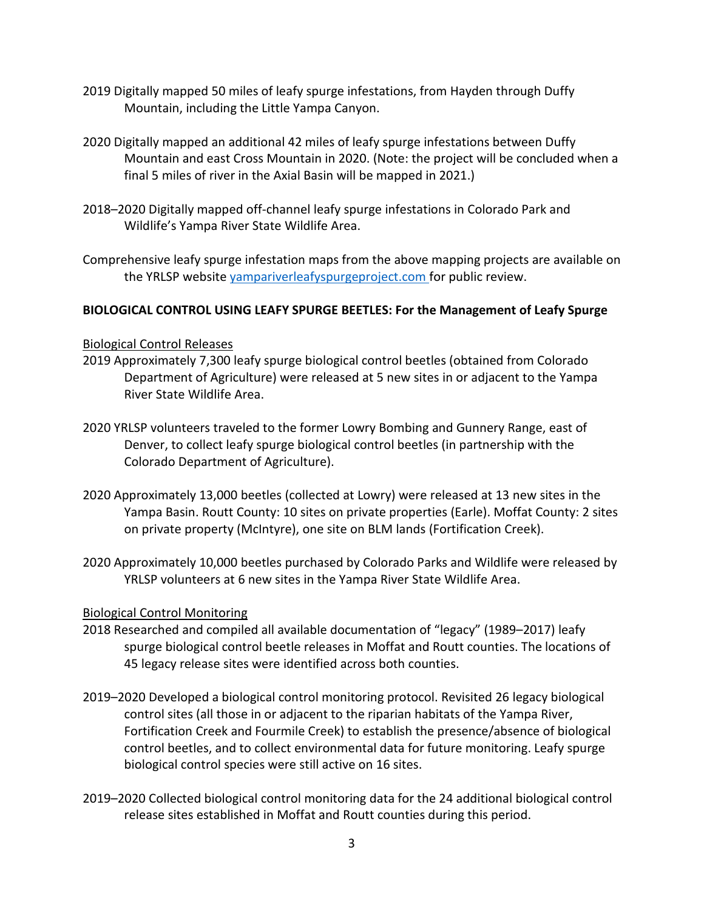2019 Digitally mapped 50 miles of leafy spurge infestations, from Hayden through Duffy Mountain, including the Little Yampa Canyon.

2020 Digitally mapped an additional 42 miles of leafy spurge infestations between Duffy Mountain and east Cross Mountain in 2020. (Note: the project will be concluded when a final 5 miles of river in the Axial Basin will be mapped in 2021.)

2018–2020 Digitally mapped off-channel leafy spurge infestations in Colorado Park and Wildlife's Yampa River State Wildlife Area.

Comprehensive leafy spurge infestation maps from the above mapping projects are available on the YRLSP website [yampariverleafyspurgeproject.com](yampariverleafyspurgeproject.com) for public review.

**BIOLOGICAL CONTROL USING LEAFY SPURGE BEETLES: For the Management of Leafy Spurge**

<u>Biological Control Releases</u>

2019 Approximately 7,300 leafy spurge biological control beetles (obtained from Colorado Department of Agriculture) were released at 5 new sites in or adjacent to the Yampa River State Wildlife Area.

2020 YRLSP volunteers traveled to the former Lowry Bombing and Gunnery Range, east of Denver, to collect leafy spurge biological control beetles (in partnership with the Colorado Department of Agriculture).

2020 Approximately 13,000 beetles (collected at Lowry) were released at 13 new sites in the Yampa Basin. Routt County: 10 sites on private properties (Earle). Moffat County: 2 sites on private property (McIntyre), one site on BLM lands (Fortification Creek).

2020 Approximately 10,000 beetles purchased by Colorado Parks and Wildlife were released by YRLSP volunteers at 6 new sites in the Yampa River State Wildlife Area.

<u>Biological Control Monitoring</u>

2018 Researched and compiled all available documentation of "legacy" (1989–2017) leafy spurge biological control beetle releases in Moffat and Routt counties. The locations of 45 legacy release sites were identified across both counties.

2019–2020 Developed a biological control monitoring protocol. Revisited 26 legacy biological control sites (all those in or adjacent to the riparian habitats of the Yampa River, Fortification Creek and Fourmile Creek) to establish the presence/absence of biological control beetles, and to collect environmental data for future monitoring. Leafy spurge biological control species were still active on 16 sites.

2019–2020 Collected biological control monitoring data for the 24 additional biological control release sites established in Moffat and Routt counties during this period.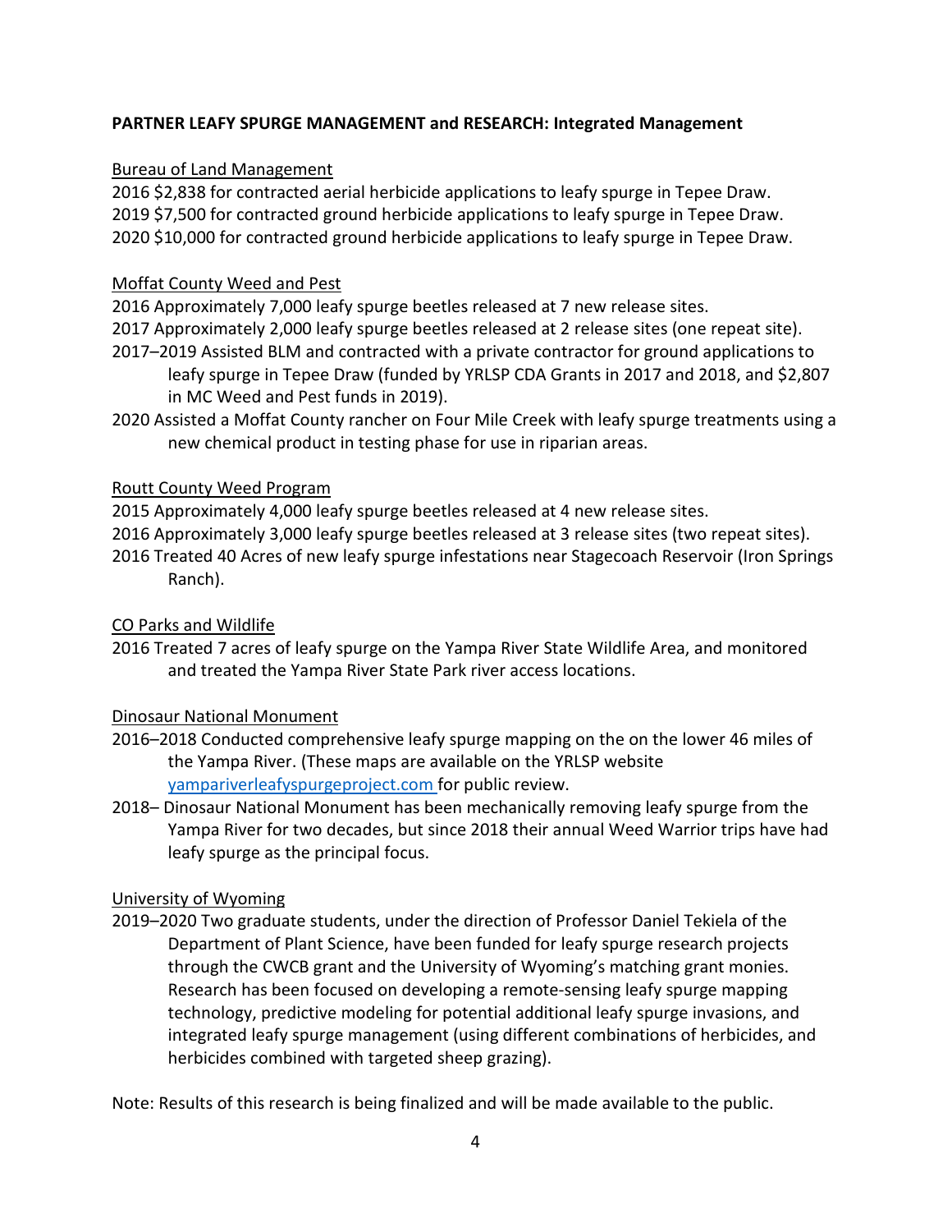**PARTNER LEAFY SPURGE MANAGEMENT and RESEARCH: Integrated Management**

Bureau of Land Management

2016 $2,838 for contracted aerial herbicide applications to leafy spurge in Tepee Draw.
2019 $7,500 for contracted ground herbicide applications to leafy spurge in Tepee Draw.
2020 $10,000 for contracted ground herbicide applications to leafy spurge in Tepee Draw.

Moffat County Weed and Pest

2016 Approximately 7,000 leafy spurge beetles released at 7 new release sites.
2017 Approximately 2,000 leafy spurge beetles released at 2 release sites (one repeat site).
2017–2019 Assisted BLM and contracted with a private contractor for ground applications to leafy spurge in Tepee Draw (funded by YRLSP CDA Grants in 2017 and 2018, and $2,807 in MC Weed and Pest funds in 2019).
2020 Assisted a Moffat County rancher on Four Mile Creek with leafy spurge treatments using a new chemical product in testing phase for use in riparian areas.

Routt County Weed Program

2015 Approximately 4,000 leafy spurge beetles released at 4 new release sites.
2016 Approximately 3,000 leafy spurge beetles released at 3 release sites (two repeat sites).
2016 Treated 40 Acres of new leafy spurge infestations near Stagecoach Reservoir (Iron Springs Ranch).

CO Parks and Wildlife

2016 Treated 7 acres of leafy spurge on the Yampa River State Wildlife Area, and monitored and treated the Yampa River State Park river access locations.

Dinosaur National Monument

2016–2018 Conducted comprehensive leafy spurge mapping on the on the lower 46 miles of the Yampa River. (These maps are available on the YRLSP website yampariverleafyspurgeproject.com for public review.
2018– Dinosaur National Monument has been mechanically removing leafy spurge from the Yampa River for two decades, but since 2018 their annual Weed Warrior trips have had leafy spurge as the principal focus.

University of Wyoming

2019–2020 Two graduate students, under the direction of Professor Daniel Tekiela of the Department of Plant Science, have been funded for leafy spurge research projects through the CWCB grant and the University of Wyoming's matching grant monies. Research has been focused on developing a remote-sensing leafy spurge mapping technology, predictive modeling for potential additional leafy spurge invasions, and integrated leafy spurge management (using different combinations of herbicides, and herbicides combined with targeted sheep grazing).

Note: Results of this research is being finalized and will be made available to the public.